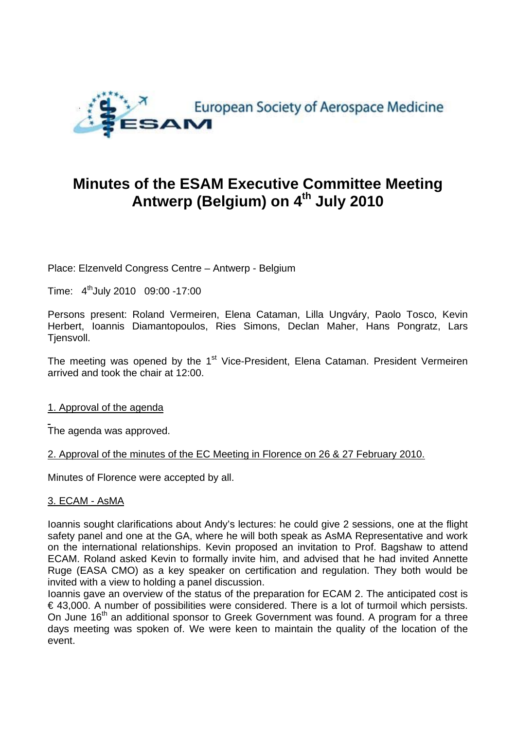European Society of Aerospace Medicine

# Minutes of the ESAM Executive Committee Meeting Antwerp (Belgium) on 4th July 2010

Place: Elzenveld Congress Centre – Antwerp - Belgium

Time: 4th July 2010 09:00 -17:00

Persons present: Roland Vermeiren, Elena Cataman, Lilla Ungváry, Paolo Tosco, Kevin Herbert, Ioannis Diamantopoulos, Ries Simons, Declan Maher, Hans Pongratz, Lars Tjensvoll.

The meeting was opened by the 1st Vice-President, Elena Cataman. President Vermeiren arrived and took the chair at 12:00.

1. Approval of the agenda

The agenda was approved.

2. Approval of the minutes of the EC Meeting in Florence on 26 & 27 February 2010.

Minutes of Florence were accepted by all.

3. ECAM - AsMA

Ioannis sought clarifications about Andy's lectures: he could give 2 sessions, one at the flight safety panel and one at the GA, where he will both speak as AsMA Representative and work on the international relationships. Kevin proposed an invitation to Prof. Bagshaw to attend ECAM. Roland asked Kevin to formally invite him, and advised that he had invited Annette Ruge (EASA CMO) as a key speaker on certification and regulation. They both would be invited with a view to holding a panel discussion.

Ioannis gave an overview of the status of the preparation for ECAM 2. The anticipated cost is € 43,000. A number of possibilities were considered. There is a lot of turmoil which persists. On June 16th an additional sponsor to Greek Government was found. A program for a three days meeting was spoken of. We were keen to maintain the quality of the location of the event.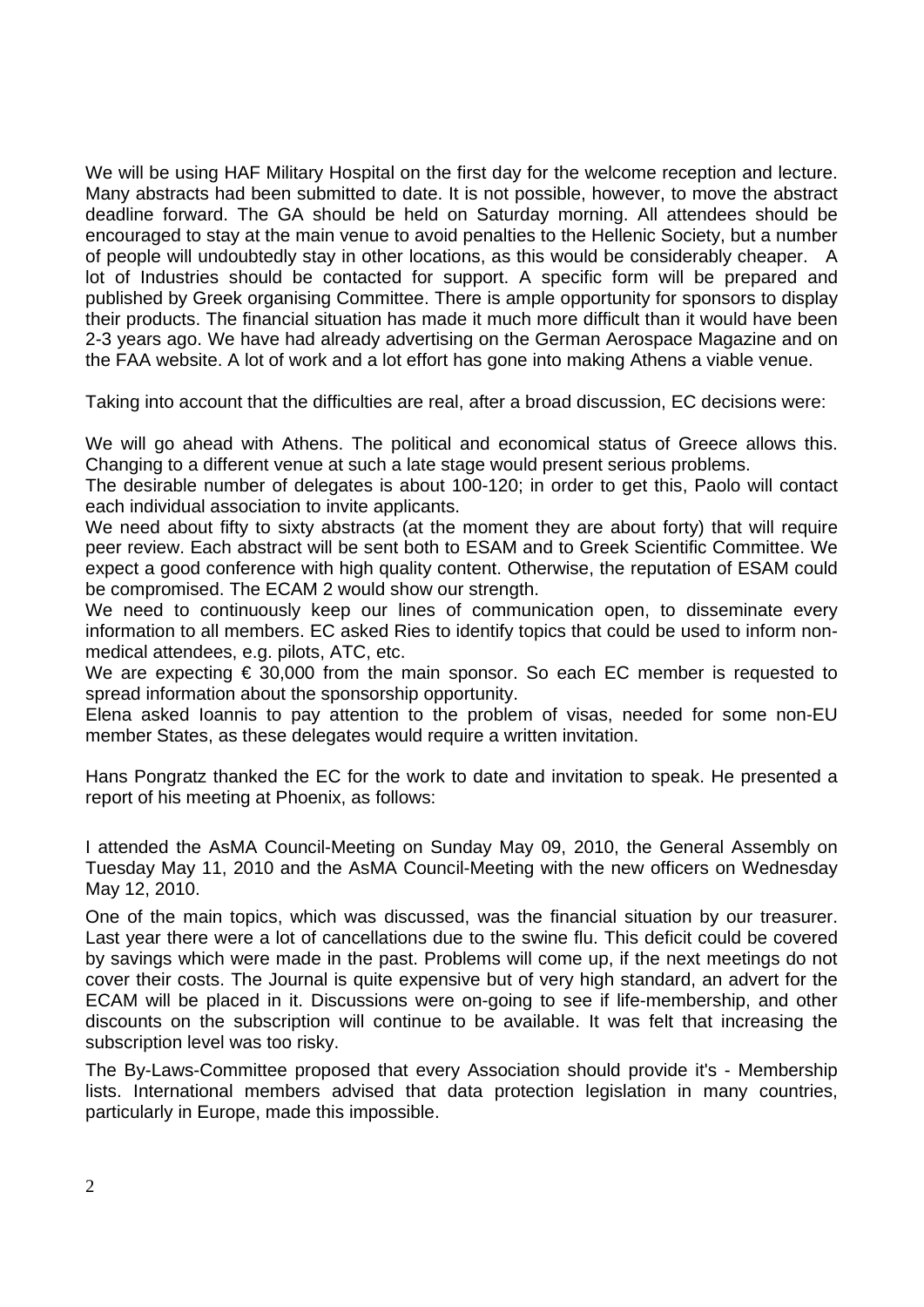We will be using HAF Military Hospital on the first day for the welcome reception and lecture. Many abstracts had been submitted to date. It is not possible, however, to move the abstract deadline forward. The GA should be held on Saturday morning. All attendees should be encouraged to stay at the main venue to avoid penalties to the Hellenic Society, but a number of people will undoubtedly stay in other locations, as this would be considerably cheaper. A lot of Industries should be contacted for support. A specific form will be prepared and published by Greek organising Committee. There is ample opportunity for sponsors to display their products. The financial situation has made it much more difficult than it would have been 2-3 years ago. We have had already advertising on the German Aerospace Magazine and on the FAA website. A lot of work and a lot effort has gone into making Athens a viable venue.

Taking into account that the difficulties are real, after a broad discussion, EC decisions were:

We will go ahead with Athens. The political and economical status of Greece allows this. Changing to a different venue at such a late stage would present serious problems.
The desirable number of delegates is about 100-120; in order to get this, Paolo will contact each individual association to invite applicants.
We need about fifty to sixty abstracts (at the moment they are about forty) that will require peer review. Each abstract will be sent both to ESAM and to Greek Scientific Committee. We expect a good conference with high quality content. Otherwise, the reputation of ESAM could be compromised. The ECAM 2 would show our strength.
We need to continuously keep our lines of communication open, to disseminate every information to all members. EC asked Ries to identify topics that could be used to inform non-medical attendees, e.g. pilots, ATC, etc.
We are expecting € 30,000 from the main sponsor. So each EC member is requested to spread information about the sponsorship opportunity.
Elena asked Ioannis to pay attention to the problem of visas, needed for some non-EU member States, as these delegates would require a written invitation.

Hans Pongratz thanked the EC for the work to date and invitation to speak. He presented a report of his meeting at Phoenix, as follows:

I attended the AsMA Council-Meeting on Sunday May 09, 2010, the General Assembly on Tuesday May 11, 2010 and the AsMA Council-Meeting with the new officers on Wednesday May 12, 2010.

One of the main topics, which was discussed, was the financial situation by our treasurer. Last year there were a lot of cancellations due to the swine flu. This deficit could be covered by savings which were made in the past. Problems will come up, if the next meetings do not cover their costs. The Journal is quite expensive but of very high standard, an advert for the ECAM will be placed in it. Discussions were on-going to see if life-membership, and other discounts on the subscription will continue to be available. It was felt that increasing the subscription level was too risky.

The By-Laws-Committee proposed that every Association should provide it's - Membership lists. International members advised that data protection legislation in many countries, particularly in Europe, made this impossible.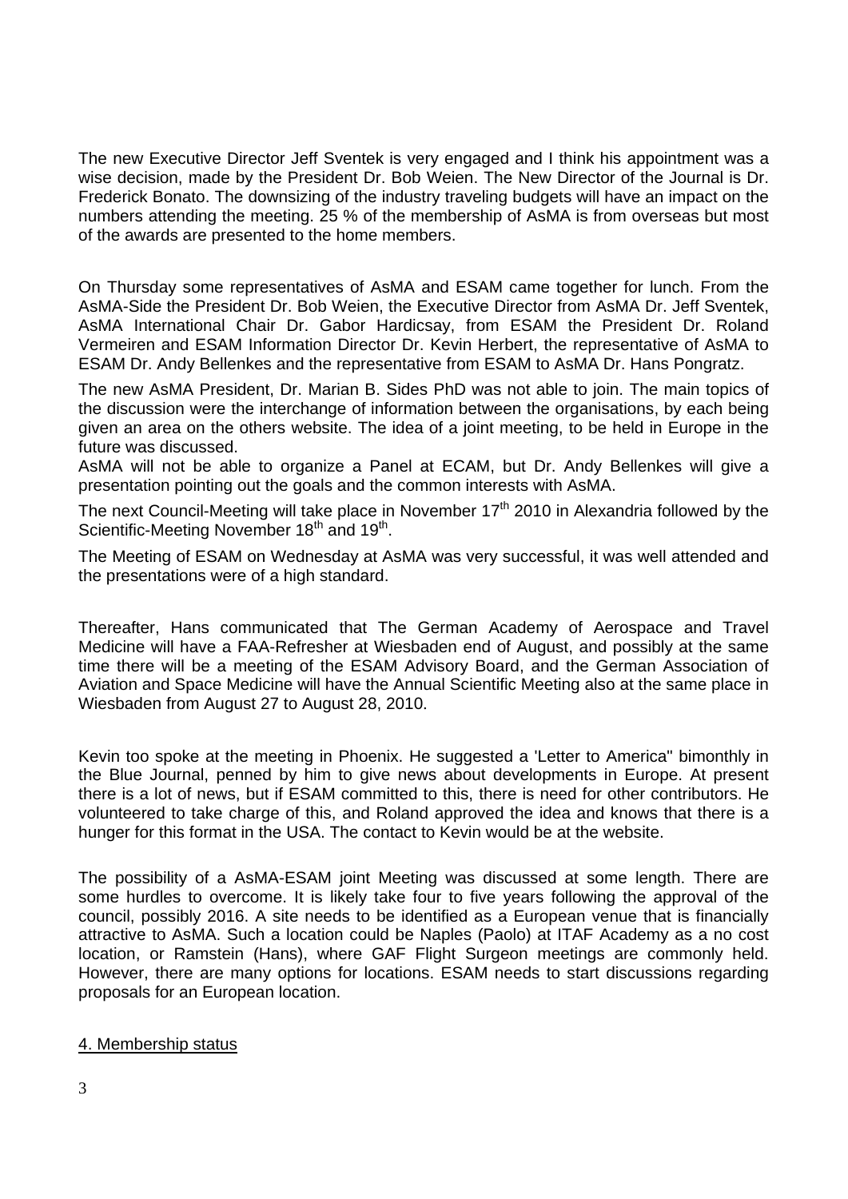The new Executive Director Jeff Sventek is very engaged and I think his appointment was a wise decision, made by the President Dr. Bob Weien. The New Director of the Journal is Dr. Frederick Bonato. The downsizing of the industry traveling budgets will have an impact on the numbers attending the meeting. 25 % of the membership of AsMA is from overseas but most of the awards are presented to the home members.

On Thursday some representatives of AsMA and ESAM came together for lunch. From the AsMA-Side the President Dr. Bob Weien, the Executive Director from AsMA Dr. Jeff Sventek, AsMA International Chair Dr. Gabor Hardicsay, from ESAM the President Dr. Roland Vermeiren and ESAM Information Director Dr. Kevin Herbert, the representative of AsMA to ESAM Dr. Andy Bellenkes and the representative from ESAM to AsMA Dr. Hans Pongratz.

The new AsMA President, Dr. Marian B. Sides PhD was not able to join. The main topics of the discussion were the interchange of information between the organisations, by each being given an area on the others website. The idea of a joint meeting, to be held in Europe in the future was discussed.

AsMA will not be able to organize a Panel at ECAM, but Dr. Andy Bellenkes will give a presentation pointing out the goals and the common interests with AsMA.

The next Council-Meeting will take place in November 17th 2010 in Alexandria followed by the Scientific-Meeting November 18th and 19th.

The Meeting of ESAM on Wednesday at AsMA was very successful, it was well attended and the presentations were of a high standard.

Thereafter, Hans communicated that The German Academy of Aerospace and Travel Medicine will have a FAA-Refresher at Wiesbaden end of August, and possibly at the same time there will be a meeting of the ESAM Advisory Board, and the German Association of Aviation and Space Medicine will have the Annual Scientific Meeting also at the same place in Wiesbaden from August 27 to August 28, 2010.

Kevin too spoke at the meeting in Phoenix. He suggested a 'Letter to America" bimonthly in the Blue Journal, penned by him to give news about developments in Europe. At present there is a lot of news, but if ESAM committed to this, there is need for other contributors. He volunteered to take charge of this, and Roland approved the idea and knows that there is a hunger for this format in the USA. The contact to Kevin would be at the website.

The possibility of a AsMA-ESAM joint Meeting was discussed at some length. There are some hurdles to overcome. It is likely take four to five years following the approval of the council, possibly 2016. A site needs to be identified as a European venue that is financially attractive to AsMA. Such a location could be Naples (Paolo) at ITAF Academy as a no cost location, or Ramstein (Hans), where GAF Flight Surgeon meetings are commonly held. However, there are many options for locations. ESAM needs to start discussions regarding proposals for an European location.

## 4. Membership status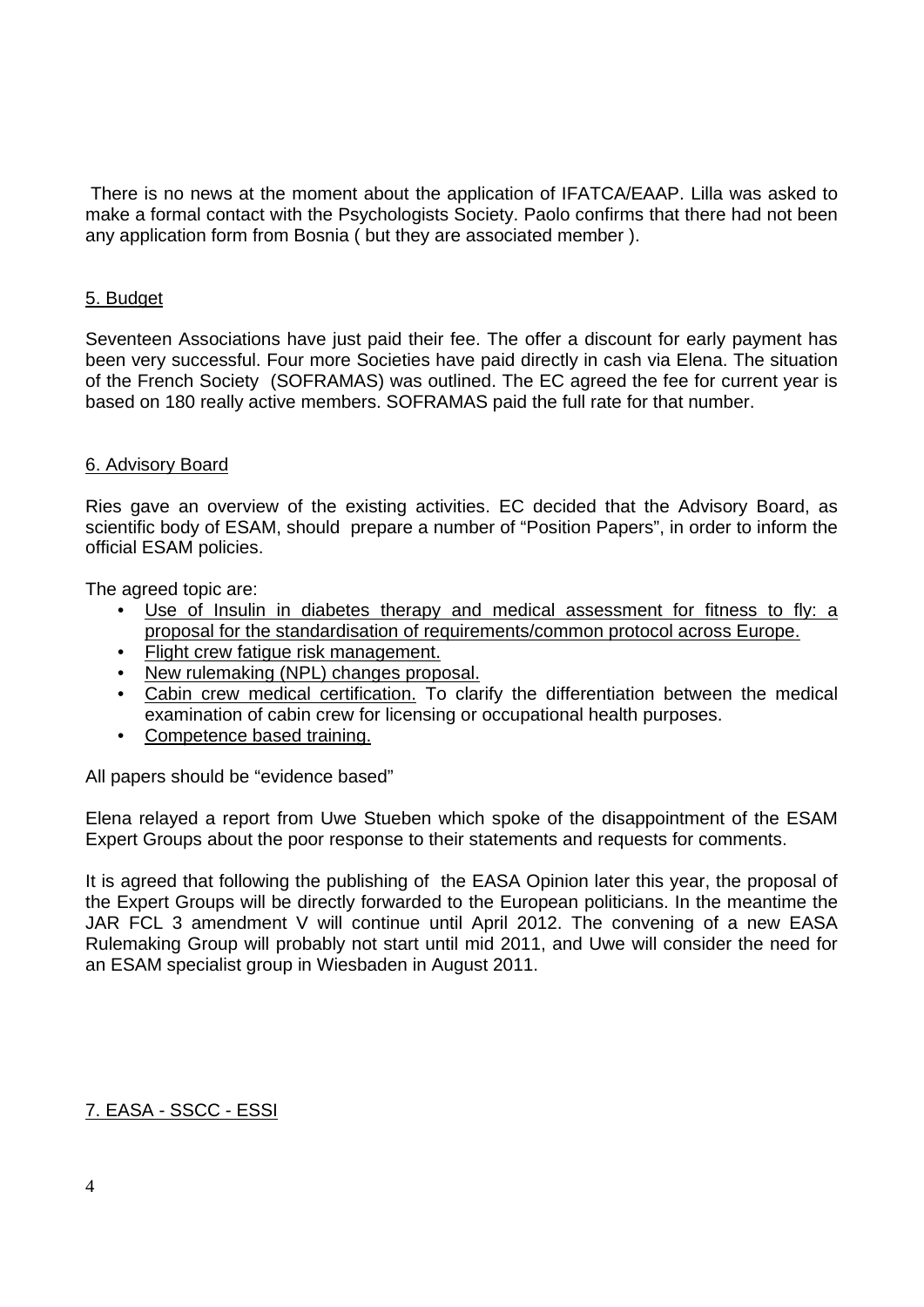There is no news at the moment about the application of IFATCA/EAAP. Lilla was asked to make a formal contact with the Psychologists Society. Paolo confirms that there had not been any application form from Bosnia ( but they are associated member ).

## 5. Budget

Seventeen Associations have just paid their fee. The offer a discount for early payment has been very successful. Four more Societies have paid directly in cash via Elena. The situation of the French Society (SOFRAMAS) was outlined. The EC agreed the fee for current year is based on 180 really active members. SOFRAMAS paid the full rate for that number.

## 6. Advisory Board

Ries gave an overview of the existing activities. EC decided that the Advisory Board, as scientific body of ESAM, should prepare a number of "Position Papers", in order to inform the official ESAM policies.

The agreed topic are:

- Use of Insulin in diabetes therapy and medical assessment for fitness to fly: a proposal for the standardisation of requirements/common protocol across Europe.
- Flight crew fatigue risk management.
- New rulemaking (NPL) changes proposal.
- Cabin crew medical certification. To clarify the differentiation between the medical examination of cabin crew for licensing or occupational health purposes.
- Competence based training.

All papers should be "evidence based"

Elena relayed a report from Uwe Stueben which spoke of the disappointment of the ESAM Expert Groups about the poor response to their statements and requests for comments.

It is agreed that following the publishing of the EASA Opinion later this year, the proposal of the Expert Groups will be directly forwarded to the European politicians. In the meantime the JAR FCL 3 amendment V will continue until April 2012. The convening of a new EASA Rulemaking Group will probably not start until mid 2011, and Uwe will consider the need for an ESAM specialist group in Wiesbaden in August 2011.

## 7. EASA - SSCC - ESSI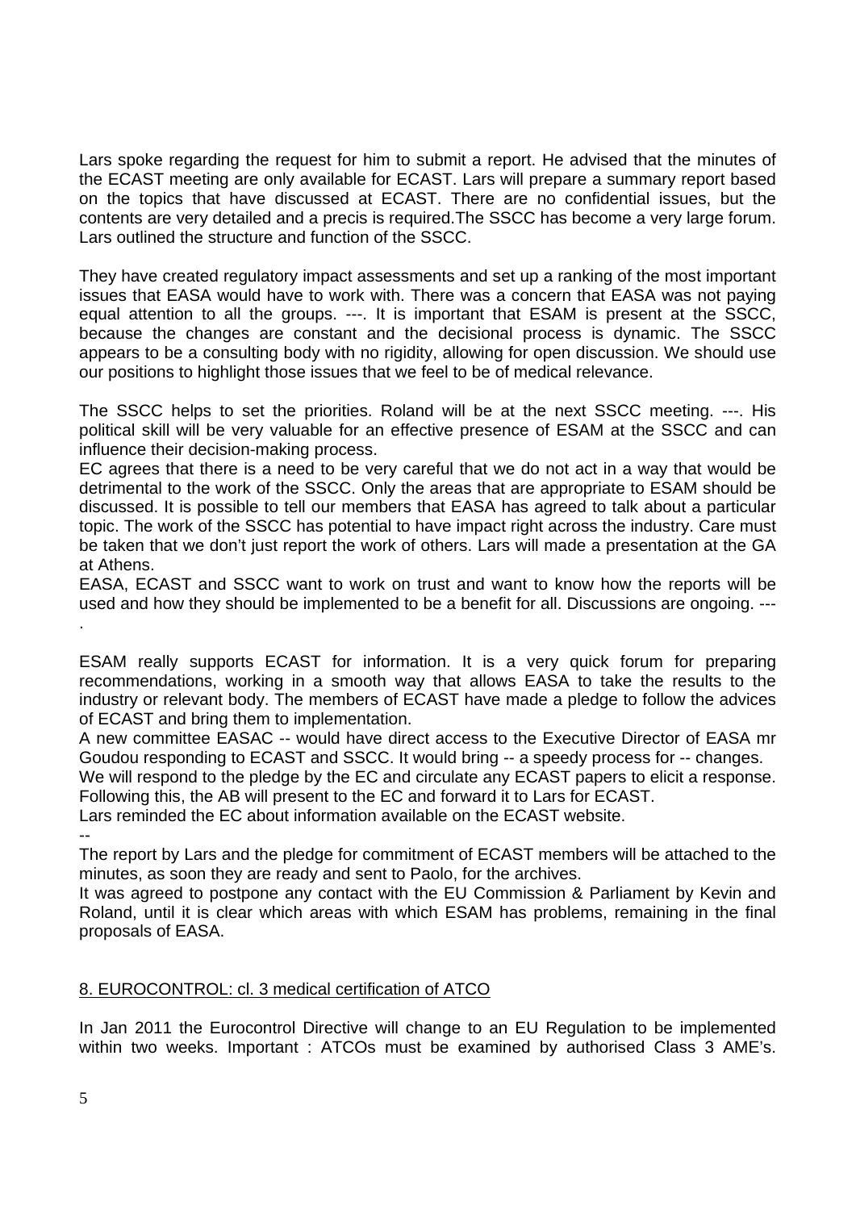Lars spoke regarding the request for him to submit a report. He advised that the minutes of the ECAST meeting are only available for ECAST. Lars will prepare a summary report based on the topics that have discussed at ECAST. There are no confidential issues, but the contents are very detailed and a precis is required.The SSCC has become a very large forum. Lars outlined the structure and function of the SSCC.

They have created regulatory impact assessments and set up a ranking of the most important issues that EASA would have to work with. There was a concern that EASA was not paying equal attention to all the groups. ---. It is important that ESAM is present at the SSCC, because the changes are constant and the decisional process is dynamic. The SSCC appears to be a consulting body with no rigidity, allowing for open discussion. We should use our positions to highlight those issues that we feel to be of medical relevance.

The SSCC helps to set the priorities. Roland will be at the next SSCC meeting. ---. His political skill will be very valuable for an effective presence of ESAM at the SSCC and can influence their decision-making process.
EC agrees that there is a need to be very careful that we do not act in a way that would be detrimental to the work of the SSCC. Only the areas that are appropriate to ESAM should be discussed. It is possible to tell our members that EASA has agreed to talk about a particular topic. The work of the SSCC has potential to have impact right across the industry. Care must be taken that we don't just report the work of others. Lars will made a presentation at the GA at Athens.
EASA, ECAST and SSCC want to work on trust and want to know how the reports will be used and how they should be implemented to be a benefit for all. Discussions are ongoing. ---.

ESAM really supports ECAST for information. It is a very quick forum for preparing recommendations, working in a smooth way that allows EASA to take the results to the industry or relevant body. The members of ECAST have made a pledge to follow the advices of ECAST and bring them to implementation.
A new committee EASAC -- would have direct access to the Executive Director of EASA mr Goudou responding to ECAST and SSCC. It would bring -- a speedy process for -- changes.
We will respond to the pledge by the EC and circulate any ECAST papers to elicit a response. Following this, the AB will present to the EC and forward it to Lars for ECAST.
Lars reminded the EC about information available on the ECAST website.
--
The report by Lars and the pledge for commitment of ECAST members will be attached to the minutes, as soon they are ready and sent to Paolo, for the archives.
It was agreed to postpone any contact with the EU Commission & Parliament by Kevin and Roland, until it is clear which areas with which ESAM has problems, remaining in the final proposals of EASA.

## 8. EUROCONTROL: cl. 3 medical certification of ATCO

In Jan 2011 the Eurocontrol Directive will change to an EU Regulation to be implemented within two weeks. Important : ATCOs must be examined by authorised Class 3 AME's.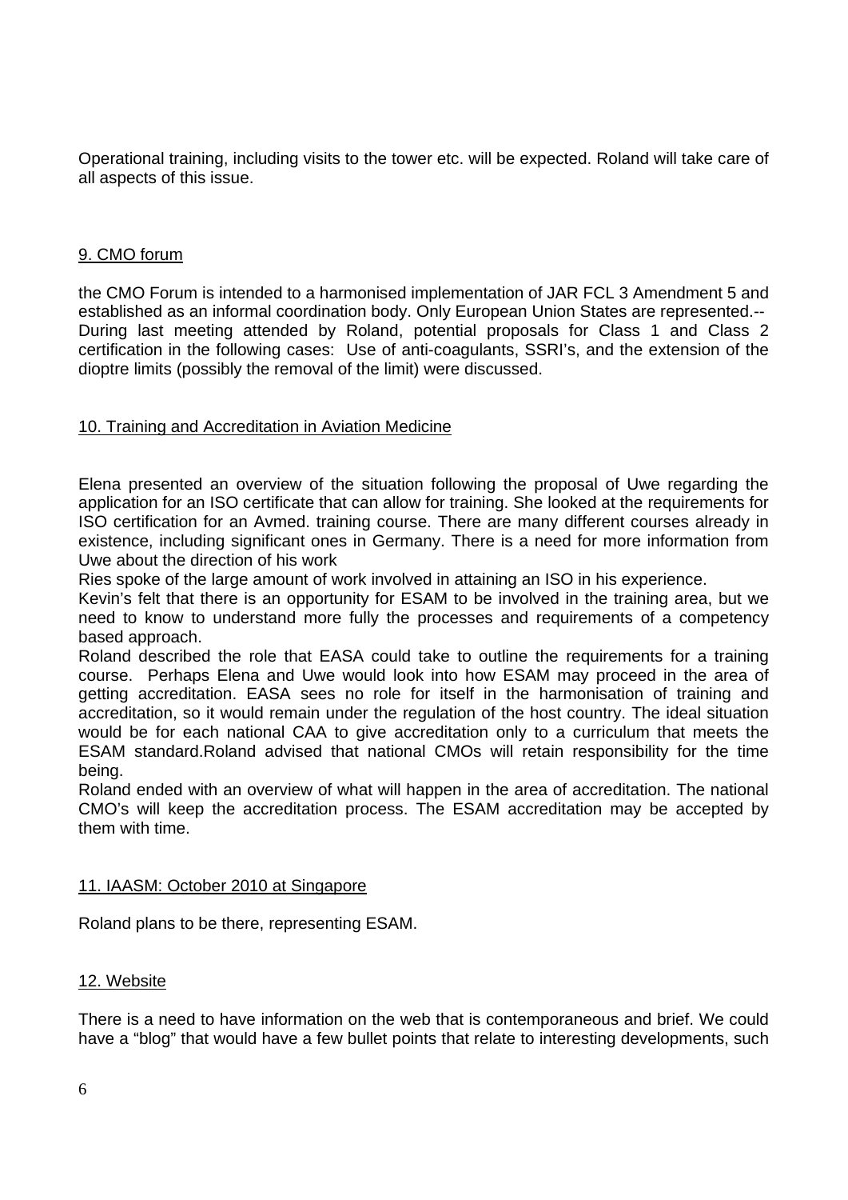Operational training, including visits to the tower etc. will be expected. Roland will take care of all aspects of this issue.

## 9. CMO forum

the CMO Forum is intended to a harmonised implementation of JAR FCL 3 Amendment 5 and established as an informal coordination body. Only European Union States are represented.-- During last meeting attended by Roland, potential proposals for Class 1 and Class 2 certification in the following cases: Use of anti-coagulants, SSRI's, and the extension of the dioptre limits (possibly the removal of the limit) were discussed.

## 10. Training and Accreditation in Aviation Medicine

Elena presented an overview of the situation following the proposal of Uwe regarding the application for an ISO certificate that can allow for training. She looked at the requirements for ISO certification for an Avmed. training course. There are many different courses already in existence, including significant ones in Germany. There is a need for more information from Uwe about the direction of his work

Ries spoke of the large amount of work involved in attaining an ISO in his experience.

Kevin's felt that there is an opportunity for ESAM to be involved in the training area, but we need to know to understand more fully the processes and requirements of a competency based approach.

Roland described the role that EASA could take to outline the requirements for a training course. Perhaps Elena and Uwe would look into how ESAM may proceed in the area of getting accreditation. EASA sees no role for itself in the harmonisation of training and accreditation, so it would remain under the regulation of the host country. The ideal situation would be for each national CAA to give accreditation only to a curriculum that meets the ESAM standard.Roland advised that national CMOs will retain responsibility for the time being.

Roland ended with an overview of what will happen in the area of accreditation. The national CMO's will keep the accreditation process. The ESAM accreditation may be accepted by them with time.

## 11. IAASM: October 2010 at Singapore

Roland plans to be there, representing ESAM.

## 12. Website

There is a need to have information on the web that is contemporaneous and brief. We could have a "blog" that would have a few bullet points that relate to interesting developments, such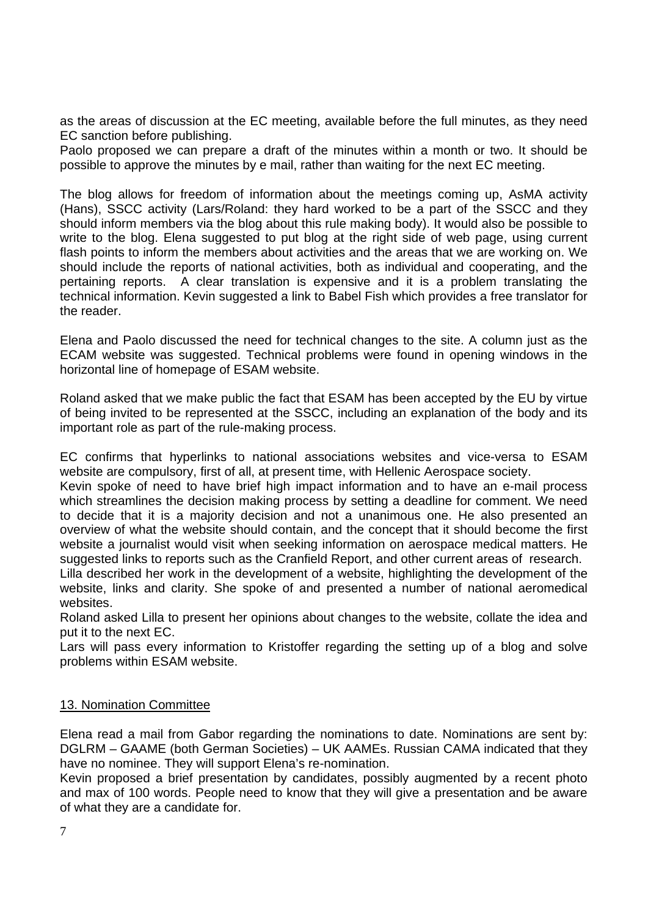as the areas of discussion at the EC meeting, available before the full minutes, as they need EC sanction before publishing.

Paolo proposed we can prepare a draft of the minutes within a month or two. It should be possible to approve the minutes by e mail, rather than waiting for the next EC meeting.

The blog allows for freedom of information about the meetings coming up, AsMA activity (Hans), SSCC activity (Lars/Roland: they hard worked to be a part of the SSCC and they should inform members via the blog about this rule making body). It would also be possible to write to the blog. Elena suggested to put blog at the right side of web page, using current flash points to inform the members about activities and the areas that we are working on. We should include the reports of national activities, both as individual and cooperating, and the pertaining reports. A clear translation is expensive and it is a problem translating the technical information. Kevin suggested a link to Babel Fish which provides a free translator for the reader.

Elena and Paolo discussed the need for technical changes to the site. A column just as the ECAM website was suggested. Technical problems were found in opening windows in the horizontal line of homepage of ESAM website.

Roland asked that we make public the fact that ESAM has been accepted by the EU by virtue of being invited to be represented at the SSCC, including an explanation of the body and its important role as part of the rule-making process.

EC confirms that hyperlinks to national associations websites and vice-versa to ESAM website are compulsory, first of all, at present time, with Hellenic Aerospace society.

Kevin spoke of need to have brief high impact information and to have an e-mail process which streamlines the decision making process by setting a deadline for comment. We need to decide that it is a majority decision and not a unanimous one. He also presented an overview of what the website should contain, and the concept that it should become the first website a journalist would visit when seeking information on aerospace medical matters. He suggested links to reports such as the Cranfield Report, and other current areas of research.

Lilla described her work in the development of a website, highlighting the development of the website, links and clarity. She spoke of and presented a number of national aeromedical websites.

Roland asked Lilla to present her opinions about changes to the website, collate the idea and put it to the next EC.

Lars will pass every information to Kristoffer regarding the setting up of a blog and solve problems within ESAM website.

## 13. Nomination Committee

Elena read a mail from Gabor regarding the nominations to date. Nominations are sent by: DGLRM – GAAME (both German Societies) – UK AAMEs. Russian CAMA indicated that they have no nominee. They will support Elena's re-nomination.

Kevin proposed a brief presentation by candidates, possibly augmented by a recent photo and max of 100 words. People need to know that they will give a presentation and be aware of what they are a candidate for.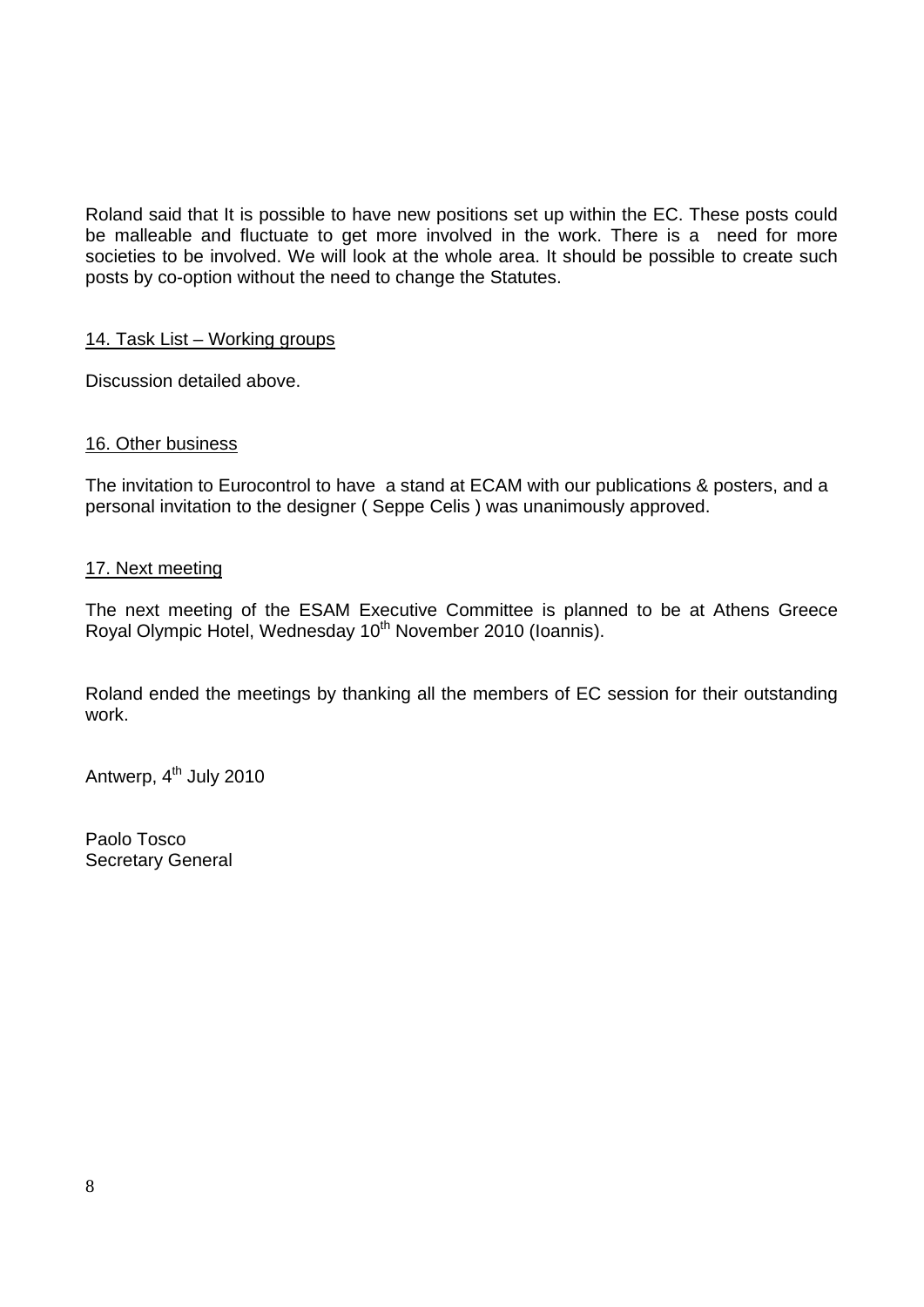Roland said that It is possible to have new positions set up within the EC. These posts could be malleable and fluctuate to get more involved in the work. There is a need for more societies to be involved. We will look at the whole area. It should be possible to create such posts by co-option without the need to change the Statutes.

<u>14. Task List – Working groups</u>

Discussion detailed above.

<u>16. Other business</u>

The invitation to Eurocontrol to have a stand at ECAM with our publications & posters, and a personal invitation to the designer ( Seppe Celis ) was unanimously approved.

<u>17. Next meeting</u>

The next meeting of the ESAM Executive Committee is planned to be at Athens Greece Royal Olympic Hotel, Wednesday 10th November 2010 (Ioannis).

Roland ended the meetings by thanking all the members of EC session for their outstanding work.

Antwerp, 4th July 2010

Paolo Tosco
Secretary General